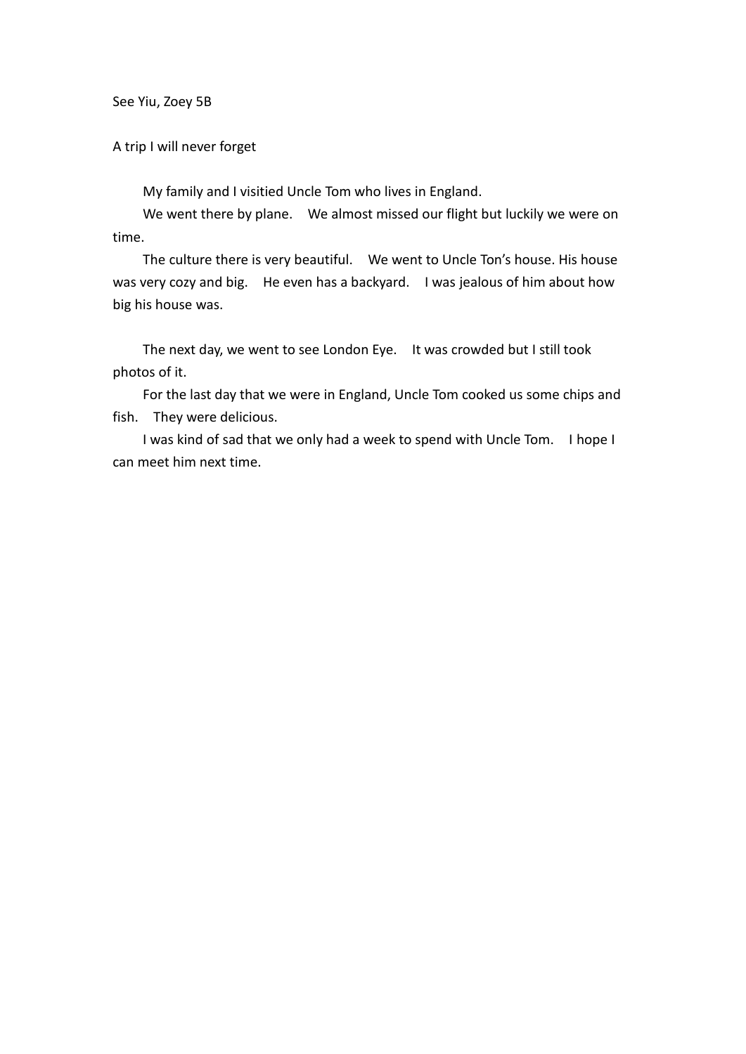See Yiu, Zoey 5B

A trip I will never forget

My family and I visitied Uncle Tom who lives in England.

We went there by plane. We almost missed our flight but luckily we were on time.

The culture there is very beautiful. We went to Uncle Ton's house. His house was very cozy and big. He even has a backyard. I was jealous of him about how big his house was.

The next day, we went to see London Eye. It was crowded but I still took photos of it.

For the last day that we were in England, Uncle Tom cooked us some chips and fish. They were delicious.

I was kind of sad that we only had a week to spend with Uncle Tom. I hope I can meet him next time.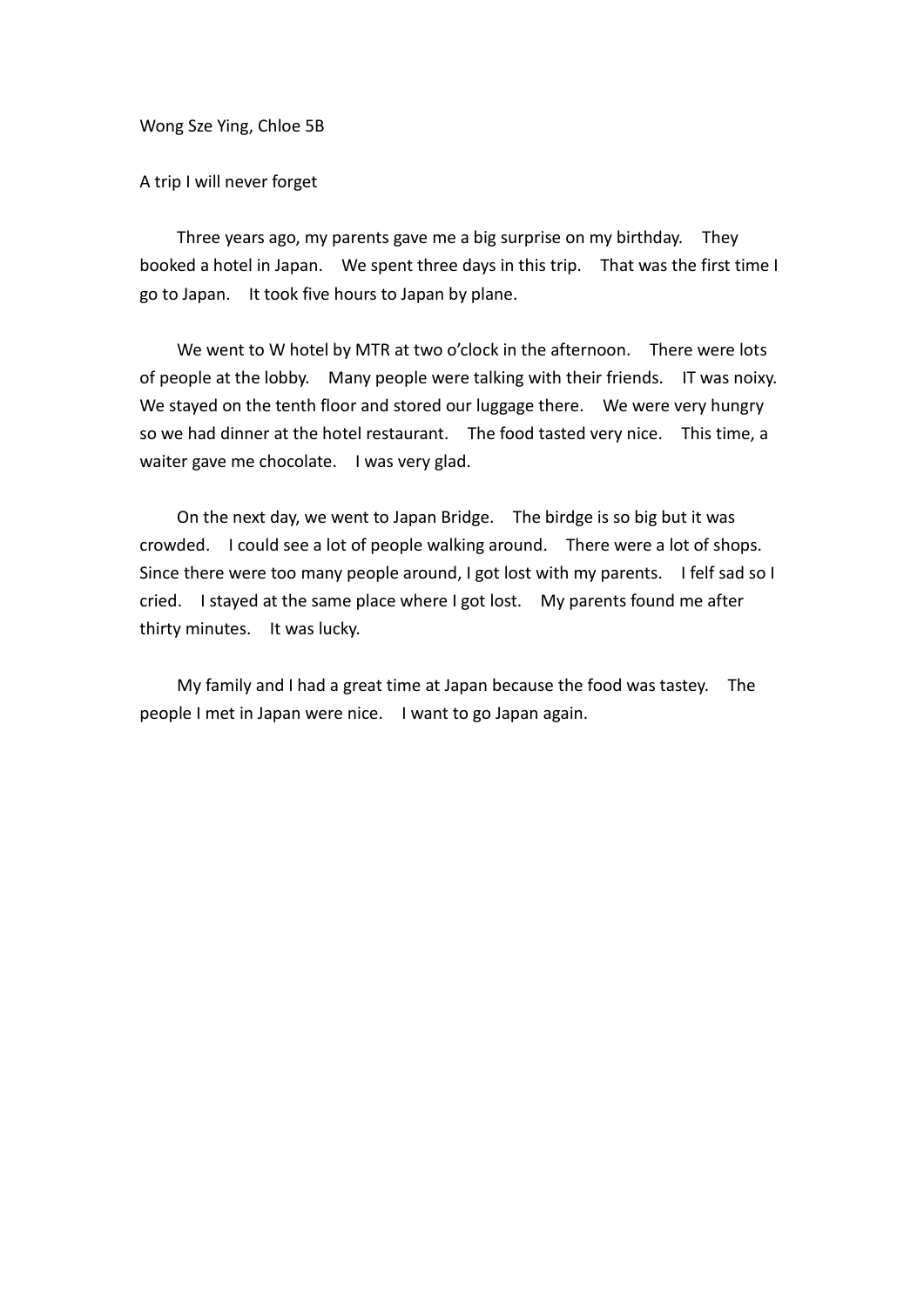Wong Sze Ying, Chloe 5B

A trip I will never forget

Three years ago, my parents gave me a big surprise on my birthday. They booked a hotel in Japan. We spent three days in this trip. That was the first time I go to Japan. It took five hours to Japan by plane.

We went to W hotel by MTR at two o'clock in the afternoon. There were lots of people at the lobby. Many people were talking with their friends. IT was noixy. We stayed on the tenth floor and stored our luggage there. We were very hungry so we had dinner at the hotel restaurant. The food tasted very nice. This time, a waiter gave me chocolate. I was very glad.

On the next day, we went to Japan Bridge. The birdge is so big but it was crowded. I could see a lot of people walking around. There were a lot of shops. Since there were too many people around, I got lost with my parents. I felf sad so I cried. I stayed at the same place where I got lost. My parents found me after thirty minutes. It was lucky.

My family and I had a great time at Japan because the food was tastey. The people I met in Japan were nice. I want to go Japan again.